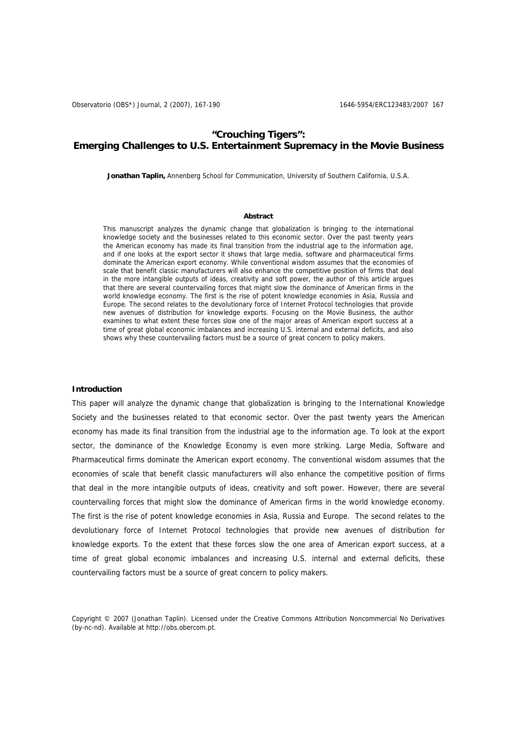# "Crouching Tigers": Emerging Challenges to U.S. Entertainment Supremacy in the Movie Business

**Jonathan Taplin,** Annenberg School for Communication, University of Southern California, U.S.A.

**Abstract**

This manuscript analyzes the dynamic change that globalization is bringing to the international knowledge society and the businesses related to this economic sector. Over the past twenty years the American economy has made its final transition from the industrial age to the information age, and if one looks at the export sector it shows that large media, software and pharmaceutical firms dominate the American export economy. While conventional wisdom assumes that the economies of scale that benefit classic manufacturers will also enhance the competitive position of firms that deal in the more intangible outputs of ideas, creativity and soft power, the author of this article argues that there are several countervailing forces that might slow the dominance of American firms in the world knowledge economy. The first is the rise of potent knowledge economies in Asia, Russia and Europe. The second relates to the devolutionary force of Internet Protocol technologies that provide new avenues of distribution for knowledge exports. Focusing on the Movie Business, the author examines to what extent these forces slow one of the major areas of American export success at a time of great global economic imbalances and increasing U.S. internal and external deficits, and also shows why these countervailing factors must be a source of great concern to policy makers.

## Introduction

This paper will analyze the dynamic change that globalization is bringing to the International Knowledge Society and the businesses related to that economic sector. Over the past twenty years the American economy has made its final transition from the industrial age to the information age. To look at the export sector, the dominance of the Knowledge Economy is even more striking. Large Media, Software and Pharmaceutical firms dominate the American export economy. The conventional wisdom assumes that the economies of scale that benefit classic manufacturers will also enhance the competitive position of firms that deal in the more intangible outputs of ideas, creativity and soft power. However, there are several countervailing forces that might slow the dominance of American firms in the world knowledge economy. The first is the rise of potent knowledge economies in Asia, Russia and Europe. The second relates to the devolutionary force of Internet Protocol technologies that provide new avenues of distribution for knowledge exports. To the extent that these forces slow the one area of American export success, at a time of great global economic imbalances and increasing U.S. internal and external deficits, these countervailing factors must be a source of great concern to policy makers.

Copyright © 2007 (Jonathan Taplin). Licensed under the Creative Commons Attribution Noncommercial No Derivatives (by-nc-nd). Available at http://obs.obercom.pt.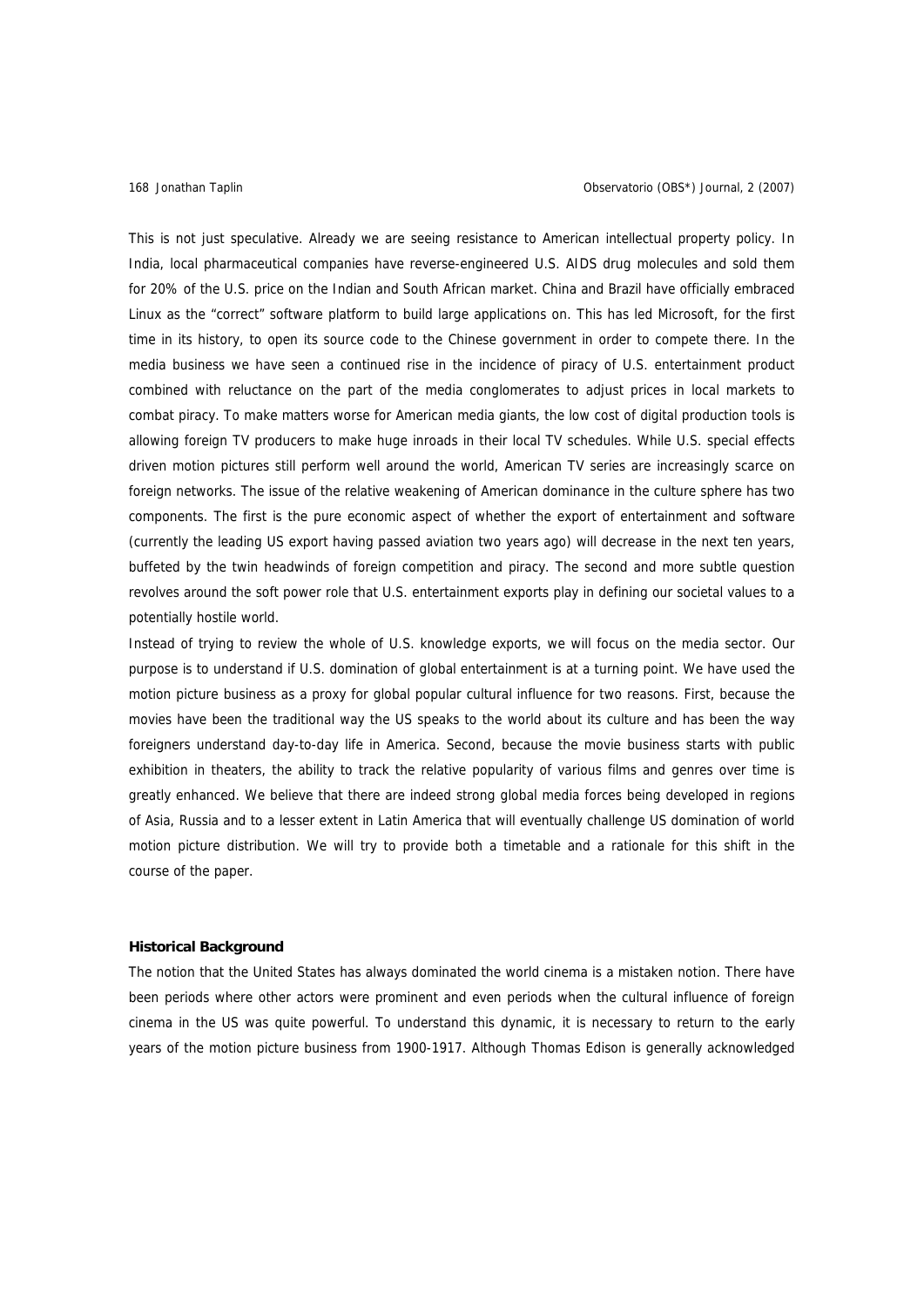This is not just speculative. Already we are seeing resistance to American intellectual property policy. In India, local pharmaceutical companies have reverse-engineered U.S. AIDS drug molecules and sold them for 20% of the U.S. price on the Indian and South African market. China and Brazil have officially embraced Linux as the "correct" software platform to build large applications on. This has led Microsoft, for the first time in its history, to open its source code to the Chinese government in order to compete there. In the media business we have seen a continued rise in the incidence of piracy of U.S. entertainment product combined with reluctance on the part of the media conglomerates to adjust prices in local markets to combat piracy. To make matters worse for American media giants, the low cost of digital production tools is allowing foreign TV producers to make huge inroads in their local TV schedules. While U.S. special effects driven motion pictures still perform well around the world, American TV series are increasingly scarce on foreign networks. The issue of the relative weakening of American dominance in the culture sphere has two components. The first is the pure economic aspect of whether the export of entertainment and software (currently the leading US export having passed aviation two years ago) will decrease in the next ten years, buffeted by the twin headwinds of foreign competition and piracy. The second and more subtle question revolves around the soft power role that U.S. entertainment exports play in defining our societal values to a potentially hostile world.

Instead of trying to review the whole of U.S. knowledge exports, we will focus on the media sector. Our purpose is to understand if U.S. domination of global entertainment is at a turning point. We have used the motion picture business as a proxy for global popular cultural influence for two reasons. First, because the movies have been the traditional way the US speaks to the world about its culture and has been the way foreigners understand day-to-day life in America. Second, because the movie business starts with public exhibition in theaters, the ability to track the relative popularity of various films and genres over time is greatly enhanced. We believe that there are indeed strong global media forces being developed in regions of Asia, Russia and to a lesser extent in Latin America that will eventually challenge US domination of world motion picture distribution. We will try to provide both a timetable and a rationale for this shift in the course of the paper.

**Historical Background**

The notion that the United States has always dominated the world cinema is a mistaken notion. There have been periods where other actors were prominent and even periods when the cultural influence of foreign cinema in the US was quite powerful. To understand this dynamic, it is necessary to return to the early years of the motion picture business from 1900-1917. Although Thomas Edison is generally acknowledged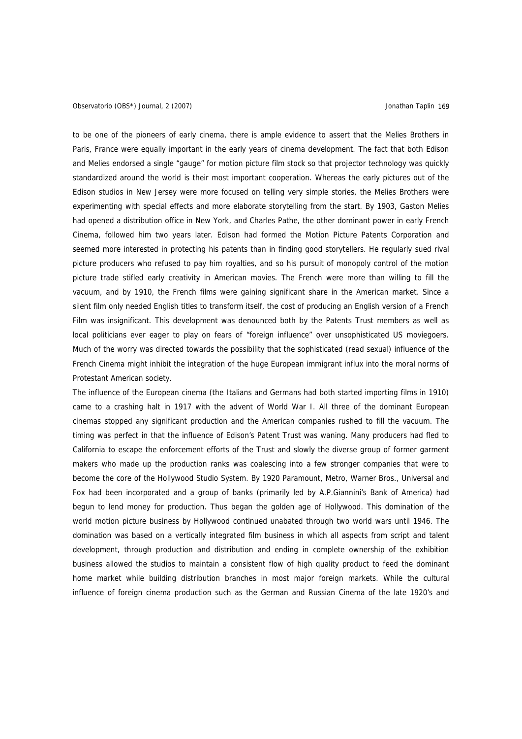to be one of the pioneers of early cinema, there is ample evidence to assert that the Melies Brothers in Paris, France were equally important in the early years of cinema development. The fact that both Edison and Melies endorsed a single "gauge" for motion picture film stock so that projector technology was quickly standardized around the world is their most important cooperation. Whereas the early pictures out of the Edison studios in New Jersey were more focused on telling very simple stories, the Melies Brothers were experimenting with special effects and more elaborate storytelling from the start. By 1903, Gaston Melies had opened a distribution office in New York, and Charles Pathe, the other dominant power in early French Cinema, followed him two years later. Edison had formed the Motion Picture Patents Corporation and seemed more interested in protecting his patents than in finding good storytellers. He regularly sued rival picture producers who refused to pay him royalties, and so his pursuit of monopoly control of the motion picture trade stifled early creativity in American movies. The French were more than willing to fill the vacuum, and by 1910, the French films were gaining significant share in the American market. Since a silent film only needed English titles to transform itself, the cost of producing an English version of a French Film was insignificant. This development was denounced both by the Patents Trust members as well as local politicians ever eager to play on fears of "foreign influence" over unsophisticated US moviegoers. Much of the worry was directed towards the possibility that the sophisticated (read sexual) influence of the French Cinema might inhibit the integration of the huge European immigrant influx into the moral norms of Protestant American society.

The influence of the European cinema (the Italians and Germans had both started importing films in 1910) came to a crashing halt in 1917 with the advent of World War I. All three of the dominant European cinemas stopped any significant production and the American companies rushed to fill the vacuum. The timing was perfect in that the influence of Edison's Patent Trust was waning. Many producers had fled to California to escape the enforcement efforts of the Trust and slowly the diverse group of former garment makers who made up the production ranks was coalescing into a few stronger companies that were to become the core of the Hollywood Studio System. By 1920 Paramount, Metro, Warner Bros., Universal and Fox had been incorporated and a group of banks (primarily led by A.P.Giannini's Bank of America) had begun to lend money for production. Thus began the golden age of Hollywood. This domination of the world motion picture business by Hollywood continued unabated through two world wars until 1946. The domination was based on a vertically integrated film business in which all aspects from script and talent development, through production and distribution and ending in complete ownership of the exhibition business allowed the studios to maintain a consistent flow of high quality product to feed the dominant home market while building distribution branches in most major foreign markets. While the cultural influence of foreign cinema production such as the German and Russian Cinema of the late 1920's and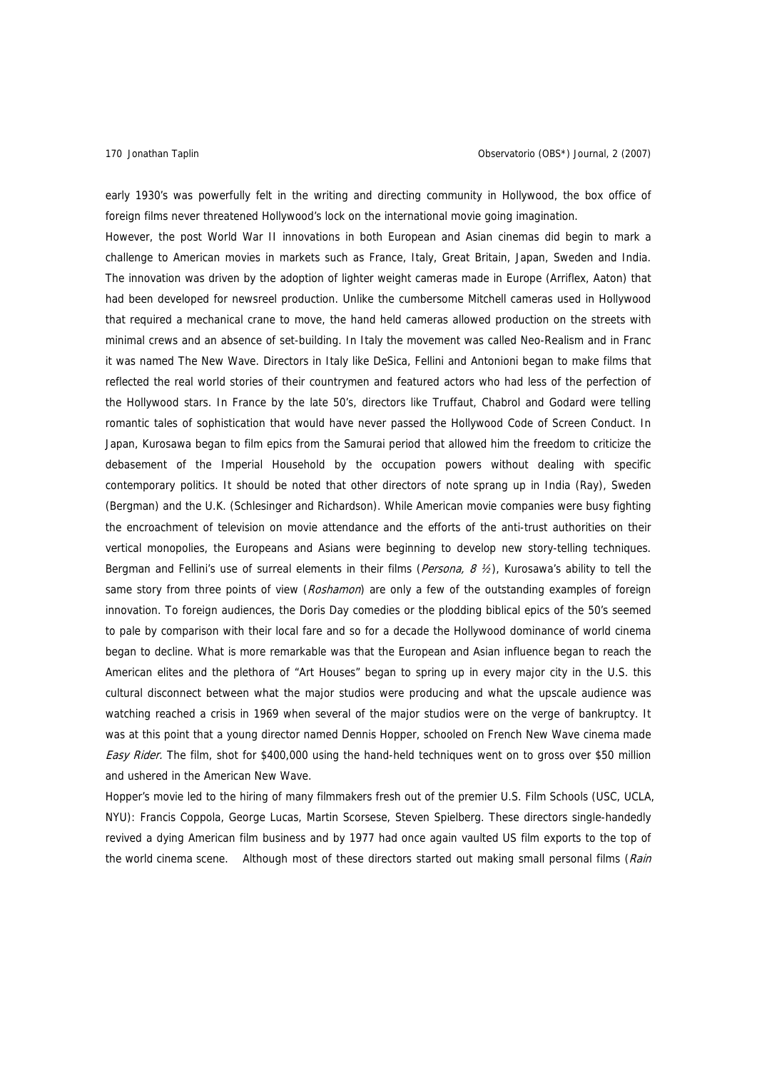early 1930's was powerfully felt in the writing and directing community in Hollywood, the box office of foreign films never threatened Hollywood's lock on the international movie going imagination.

However, the post World War II innovations in both European and Asian cinemas did begin to mark a challenge to American movies in markets such as France, Italy, Great Britain, Japan, Sweden and India. The innovation was driven by the adoption of lighter weight cameras made in Europe (Arriflex, Aaton) that had been developed for newsreel production. Unlike the cumbersome Mitchell cameras used in Hollywood that required a mechanical crane to move, the hand held cameras allowed production on the streets with minimal crews and an absence of set-building. In Italy the movement was called Neo-Realism and in Franc it was named The New Wave. Directors in Italy like DeSica, Fellini and Antonioni began to make films that reflected the real world stories of their countrymen and featured actors who had less of the perfection of the Hollywood stars. In France by the late 50's, directors like Truffaut, Chabrol and Godard were telling romantic tales of sophistication that would have never passed the Hollywood Code of Screen Conduct. In Japan, Kurosawa began to film epics from the Samurai period that allowed him the freedom to criticize the debasement of the Imperial Household by the occupation powers without dealing with specific contemporary politics. It should be noted that other directors of note sprang up in India (Ray), Sweden (Bergman) and the U.K. (Schlesinger and Richardson). While American movie companies were busy fighting the encroachment of television on movie attendance and the efforts of the anti-trust authorities on their vertical monopolies, the Europeans and Asians were beginning to develop new story-telling techniques. Bergman and Fellini's use of surreal elements in their films (*Persona, 8 ½*), Kurosawa's ability to tell the same story from three points of view (*Roshamon*) are only a few of the outstanding examples of foreign innovation. To foreign audiences, the Doris Day comedies or the plodding biblical epics of the 50's seemed to pale by comparison with their local fare and so for a decade the Hollywood dominance of world cinema began to decline. What is more remarkable was that the European and Asian influence began to reach the American elites and the plethora of "Art Houses" began to spring up in every major city in the U.S. this cultural disconnect between what the major studios were producing and what the upscale audience was watching reached a crisis in 1969 when several of the major studios were on the verge of bankruptcy. It was at this point that a young director named Dennis Hopper, schooled on French New Wave cinema made *Easy Rider.* The film, shot for $400,000 using the hand-held techniques went on to gross over $50 million and ushered in the American New Wave.

Hopper's movie led to the hiring of many filmmakers fresh out of the premier U.S. Film Schools (USC, UCLA, NYU): Francis Coppola, George Lucas, Martin Scorsese, Steven Spielberg. These directors single-handedly revived a dying American film business and by 1977 had once again vaulted US film exports to the top of the world cinema scene. Although most of these directors started out making small personal films (*Rain*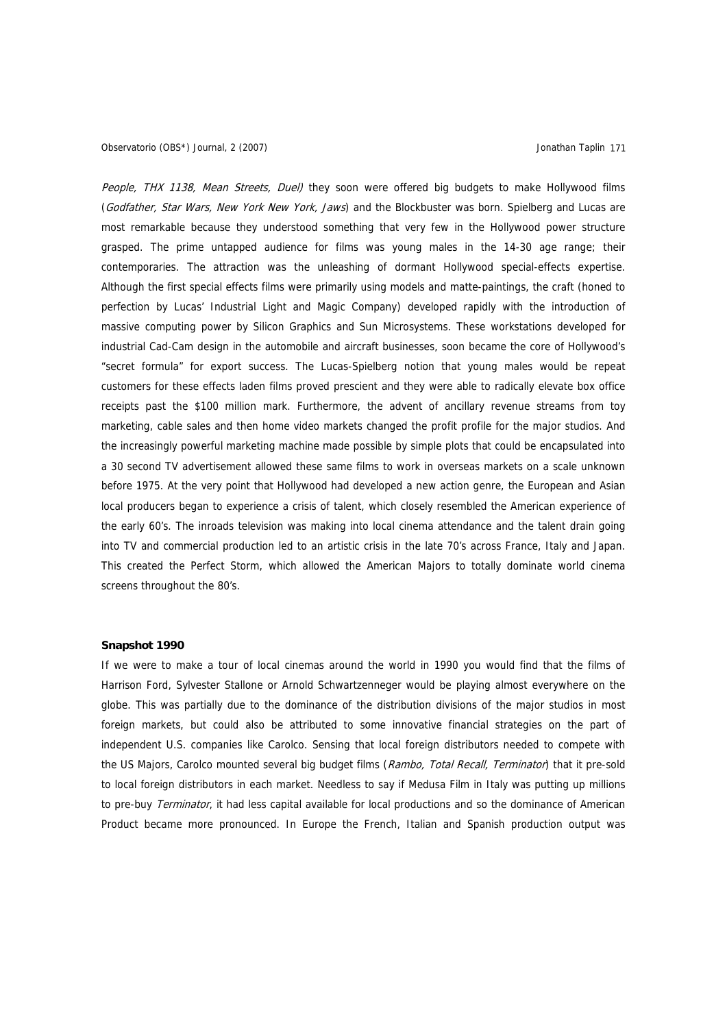*People, THX 1138, Mean Streets, Duel)* they soon were offered big budgets to make Hollywood films (*Godfather, Star Wars, New York New York, Jaws*) and the Blockbuster was born. Spielberg and Lucas are most remarkable because they understood something that very few in the Hollywood power structure grasped. The prime untapped audience for films was young males in the 14-30 age range; their contemporaries. The attraction was the unleashing of dormant Hollywood special-effects expertise. Although the first special effects films were primarily using models and matte-paintings, the craft (honed to perfection by Lucas' Industrial Light and Magic Company) developed rapidly with the introduction of massive computing power by Silicon Graphics and Sun Microsystems. These workstations developed for industrial Cad-Cam design in the automobile and aircraft businesses, soon became the core of Hollywood's "secret formula" for export success. The Lucas-Spielberg notion that young males would be repeat customers for these effects laden films proved prescient and they were able to radically elevate box office receipts past the $100 million mark. Furthermore, the advent of ancillary revenue streams from toy marketing, cable sales and then home video markets changed the profit profile for the major studios. And the increasingly powerful marketing machine made possible by simple plots that could be encapsulated into a 30 second TV advertisement allowed these same films to work in overseas markets on a scale unknown before 1975. At the very point that Hollywood had developed a new action genre, the European and Asian local producers began to experience a crisis of talent, which closely resembled the American experience of the early 60's. The inroads television was making into local cinema attendance and the talent drain going into TV and commercial production led to an artistic crisis in the late 70's across France, Italy and Japan. This created the Perfect Storm, which allowed the American Majors to totally dominate world cinema screens throughout the 80's.

**Snapshot 1990**

If we were to make a tour of local cinemas around the world in 1990 you would find that the films of Harrison Ford, Sylvester Stallone or Arnold Schwartzenneger would be playing almost everywhere on the globe. This was partially due to the dominance of the distribution divisions of the major studios in most foreign markets, but could also be attributed to some innovative financial strategies on the part of independent U.S. companies like Carolco. Sensing that local foreign distributors needed to compete with the US Majors, Carolco mounted several big budget films (*Rambo, Total Recall, Terminator*) that it pre-sold to local foreign distributors in each market. Needless to say if Medusa Film in Italy was putting up millions to pre-buy *Terminator*, it had less capital available for local productions and so the dominance of American Product became more pronounced. In Europe the French, Italian and Spanish production output was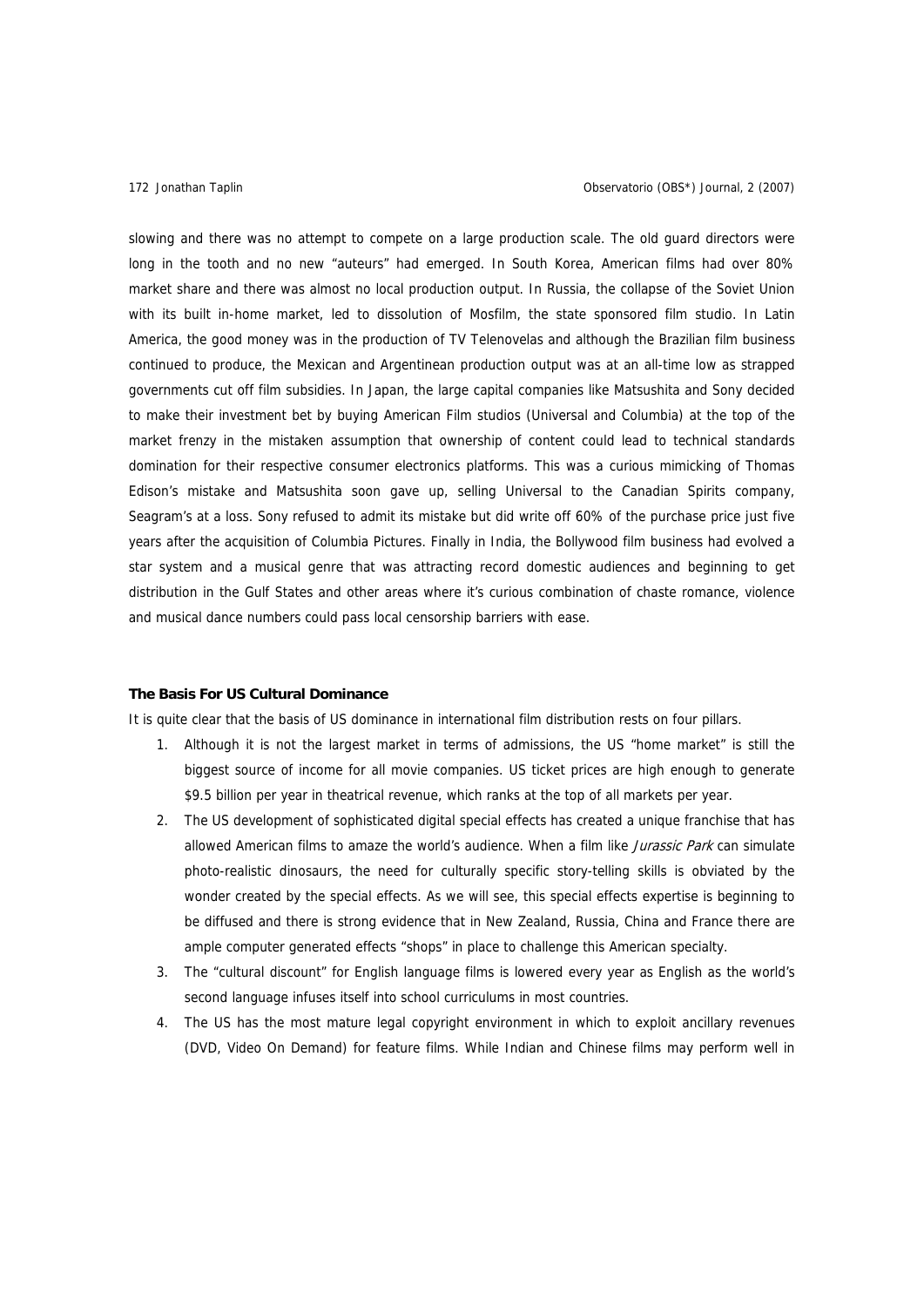slowing and there was no attempt to compete on a large production scale. The old guard directors were long in the tooth and no new "auteurs" had emerged. In South Korea, American films had over 80% market share and there was almost no local production output. In Russia, the collapse of the Soviet Union with its built in-home market, led to dissolution of Mosfilm, the state sponsored film studio. In Latin America, the good money was in the production of TV Telenovelas and although the Brazilian film business continued to produce, the Mexican and Argentinean production output was at an all-time low as strapped governments cut off film subsidies. In Japan, the large capital companies like Matsushita and Sony decided to make their investment bet by buying American Film studios (Universal and Columbia) at the top of the market frenzy in the mistaken assumption that ownership of content could lead to technical standards domination for their respective consumer electronics platforms. This was a curious mimicking of Thomas Edison's mistake and Matsushita soon gave up, selling Universal to the Canadian Spirits company, Seagram's at a loss. Sony refused to admit its mistake but did write off 60% of the purchase price just five years after the acquisition of Columbia Pictures. Finally in India, the Bollywood film business had evolved a star system and a musical genre that was attracting record domestic audiences and beginning to get distribution in the Gulf States and other areas where it's curious combination of chaste romance, violence and musical dance numbers could pass local censorship barriers with ease.

**The Basis For US Cultural Dominance**

It is quite clear that the basis of US dominance in international film distribution rests on four pillars.

1. Although it is not the largest market in terms of admissions, the US "home market" is still the biggest source of income for all movie companies. US ticket prices are high enough to generate $9.5 billion per year in theatrical revenue, which ranks at the top of all markets per year.
2. The US development of sophisticated digital special effects has created a unique franchise that has allowed American films to amaze the world's audience. When a film like *Jurassic Park* can simulate photo-realistic dinosaurs, the need for culturally specific story-telling skills is obviated by the wonder created by the special effects. As we will see, this special effects expertise is beginning to be diffused and there is strong evidence that in New Zealand, Russia, China and France there are ample computer generated effects "shops" in place to challenge this American specialty.
3. The "cultural discount" for English language films is lowered every year as English as the world's second language infuses itself into school curriculums in most countries.
4. The US has the most mature legal copyright environment in which to exploit ancillary revenues (DVD, Video On Demand) for feature films. While Indian and Chinese films may perform well in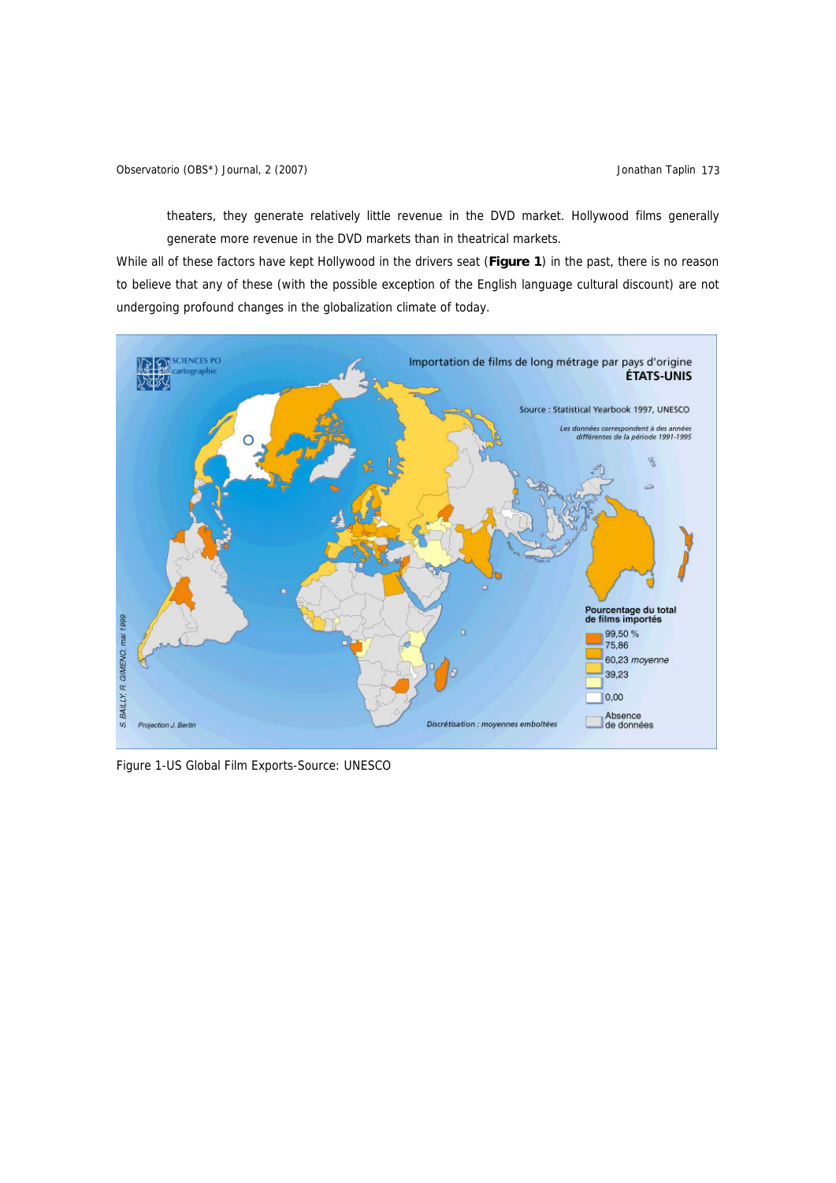theaters, they generate relatively little revenue in the DVD market. Hollywood films generally generate more revenue in the DVD markets than in theatrical markets.

While all of these factors have kept Hollywood in the drivers seat (**Figure 1**) in the past, there is no reason to believe that any of these (with the possible exception of the English language cultural discount) are not undergoing profound changes in the globalization climate of today.

Figure 1-US Global Film Exports-Source: UNESCO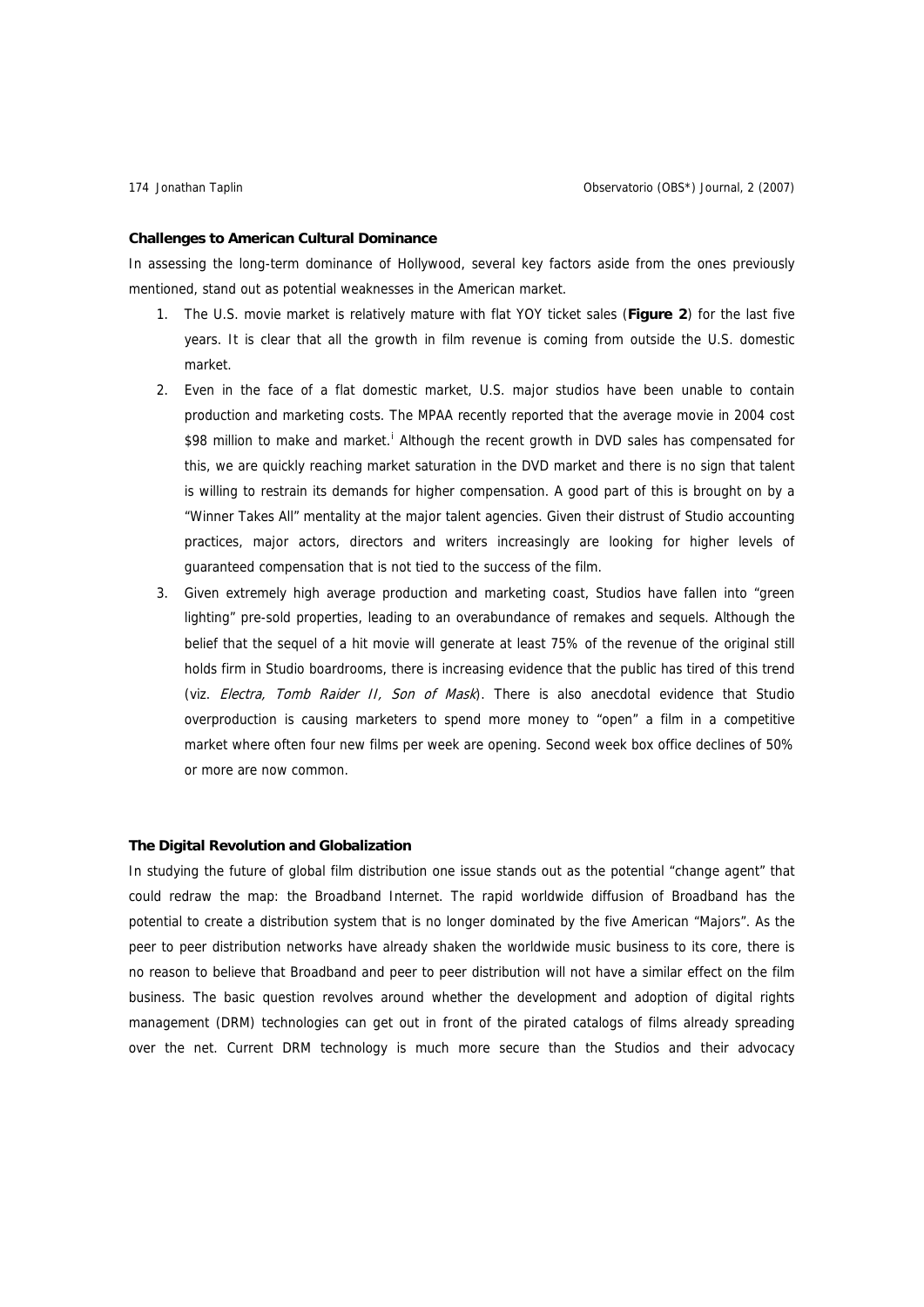## Challenges to American Cultural Dominance

In assessing the long-term dominance of Hollywood, several key factors aside from the ones previously mentioned, stand out as potential weaknesses in the American market.

1. The U.S. movie market is relatively mature with flat YOY ticket sales (**Figure 2**) for the last five years. It is clear that all the growth in film revenue is coming from outside the U.S. domestic market.
2. Even in the face of a flat domestic market, U.S. major studios have been unable to contain production and marketing costs. The MPAA recently reported that the average movie in 2004 cost \$98 million to make and market.[i] Although the recent growth in DVD sales has compensated for this, we are quickly reaching market saturation in the DVD market and there is no sign that talent is willing to restrain its demands for higher compensation. A good part of this is brought on by a "Winner Takes All" mentality at the major talent agencies. Given their distrust of Studio accounting practices, major actors, directors and writers increasingly are looking for higher levels of guaranteed compensation that is not tied to the success of the film.
3. Given extremely high average production and marketing coast, Studios have fallen into "green lighting" pre-sold properties, leading to an overabundance of remakes and sequels. Although the belief that the sequel of a hit movie will generate at least 75% of the revenue of the original still holds firm in Studio boardrooms, there is increasing evidence that the public has tired of this trend (viz. *Electra, Tomb Raider II, Son of Mask*). There is also anecdotal evidence that Studio overproduction is causing marketers to spend more money to "open" a film in a competitive market where often four new films per week are opening. Second week box office declines of 50% or more are now common.

## The Digital Revolution and Globalization

In studying the future of global film distribution one issue stands out as the potential "change agent" that could redraw the map: the Broadband Internet. The rapid worldwide diffusion of Broadband has the potential to create a distribution system that is no longer dominated by the five American "Majors". As the peer to peer distribution networks have already shaken the worldwide music business to its core, there is no reason to believe that Broadband and peer to peer distribution will not have a similar effect on the film business. The basic question revolves around whether the development and adoption of digital rights management (DRM) technologies can get out in front of the pirated catalogs of films already spreading over the net. Current DRM technology is much more secure than the Studios and their advocacy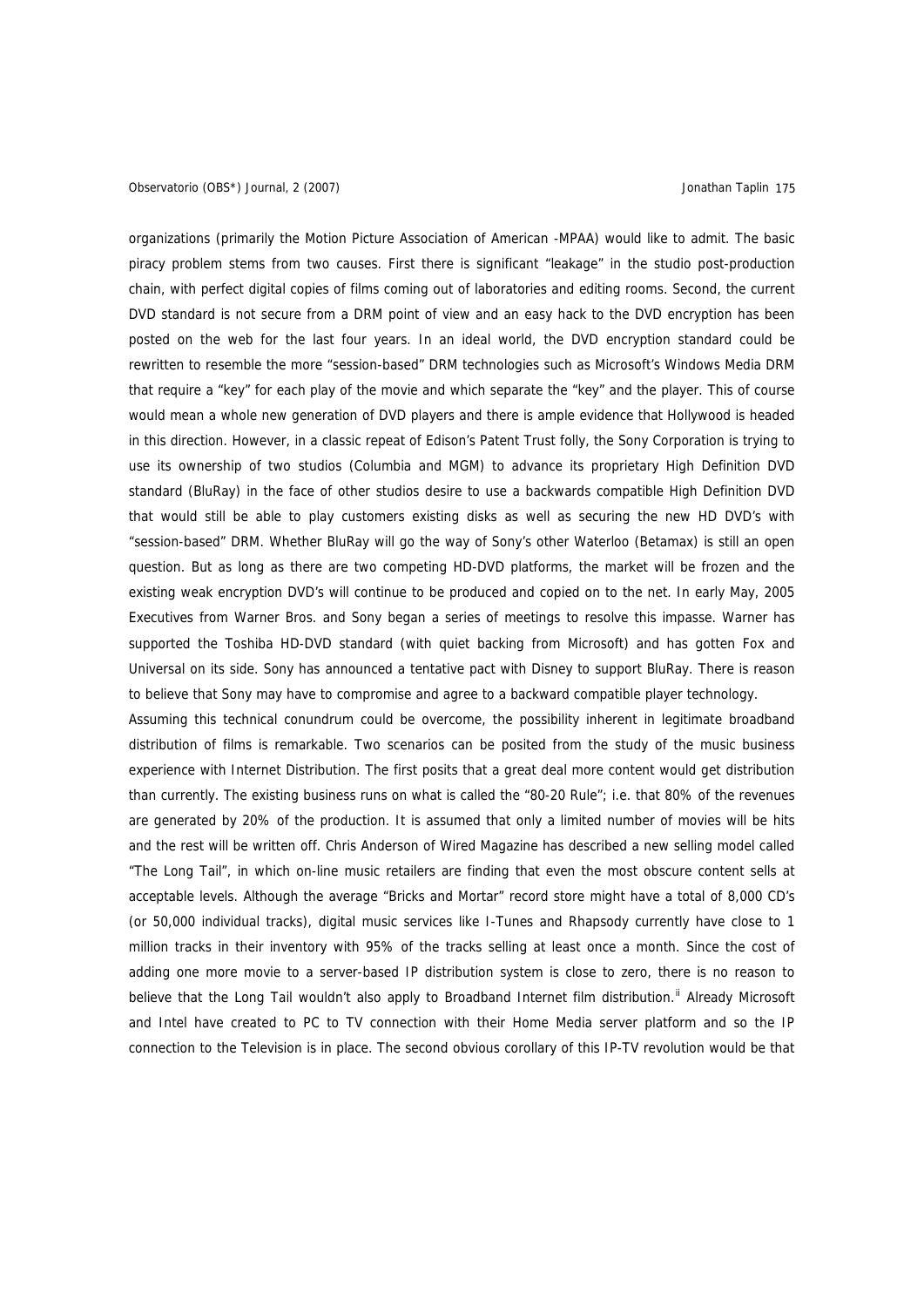organizations (primarily the Motion Picture Association of American -MPAA) would like to admit. The basic piracy problem stems from two causes. First there is significant "leakage" in the studio post-production chain, with perfect digital copies of films coming out of laboratories and editing rooms. Second, the current DVD standard is not secure from a DRM point of view and an easy hack to the DVD encryption has been posted on the web for the last four years. In an ideal world, the DVD encryption standard could be rewritten to resemble the more "session-based" DRM technologies such as Microsoft's Windows Media DRM that require a "key" for each play of the movie and which separate the "key" and the player. This of course would mean a whole new generation of DVD players and there is ample evidence that Hollywood is headed in this direction. However, in a classic repeat of Edison's Patent Trust folly, the Sony Corporation is trying to use its ownership of two studios (Columbia and MGM) to advance its proprietary High Definition DVD standard (BluRay) in the face of other studios desire to use a backwards compatible High Definition DVD that would still be able to play customers existing disks as well as securing the new HD DVD's with "session-based" DRM. Whether BluRay will go the way of Sony's other Waterloo (Betamax) is still an open question. But as long as there are two competing HD-DVD platforms, the market will be frozen and the existing weak encryption DVD's will continue to be produced and copied on to the net. In early May, 2005 Executives from Warner Bros. and Sony began a series of meetings to resolve this impasse. Warner has supported the Toshiba HD-DVD standard (with quiet backing from Microsoft) and has gotten Fox and Universal on its side. Sony has announced a tentative pact with Disney to support BluRay. There is reason to believe that Sony may have to compromise and agree to a backward compatible player technology.

Assuming this technical conundrum could be overcome, the possibility inherent in legitimate broadband distribution of films is remarkable. Two scenarios can be posited from the study of the music business experience with Internet Distribution. The first posits that a great deal more content would get distribution than currently. The existing business runs on what is called the "80-20 Rule"; i.e. that 80% of the revenues are generated by 20% of the production. It is assumed that only a limited number of movies will be hits and the rest will be written off. Chris Anderson of Wired Magazine has described a new selling model called "The Long Tail", in which on-line music retailers are finding that even the most obscure content sells at acceptable levels. Although the average "Bricks and Mortar" record store might have a total of 8,000 CD's (or 50,000 individual tracks), digital music services like I-Tunes and Rhapsody currently have close to 1 million tracks in their inventory with 95% of the tracks selling at least once a month. Since the cost of adding one more movie to a server-based IP distribution system is close to zero, there is no reason to believe that the Long Tail wouldn't also apply to Broadband Internet film distribution.[ii] Already Microsoft and Intel have created to PC to TV connection with their Home Media server platform and so the IP connection to the Television is in place. The second obvious corollary of this IP-TV revolution would be that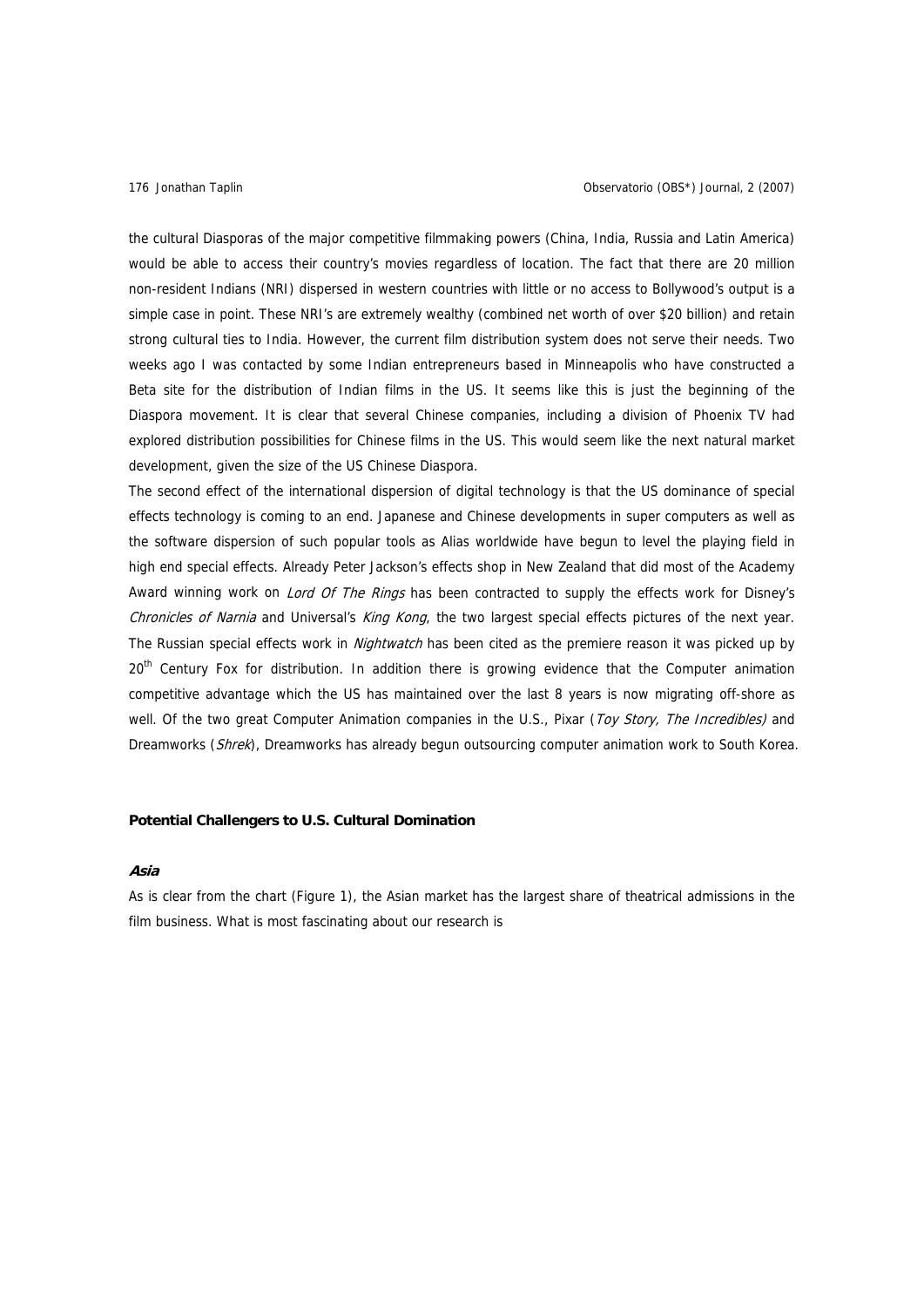the cultural Diasporas of the major competitive filmmaking powers (China, India, Russia and Latin America) would be able to access their country's movies regardless of location. The fact that there are 20 million non-resident Indians (NRI) dispersed in western countries with little or no access to Bollywood's output is a simple case in point. These NRI's are extremely wealthy (combined net worth of over $20 billion) and retain strong cultural ties to India. However, the current film distribution system does not serve their needs. Two weeks ago I was contacted by some Indian entrepreneurs based in Minneapolis who have constructed a Beta site for the distribution of Indian films in the US. It seems like this is just the beginning of the Diaspora movement. It is clear that several Chinese companies, including a division of Phoenix TV had explored distribution possibilities for Chinese films in the US. This would seem like the next natural market development, given the size of the US Chinese Diaspora.

The second effect of the international dispersion of digital technology is that the US dominance of special effects technology is coming to an end. Japanese and Chinese developments in super computers as well as the software dispersion of such popular tools as Alias worldwide have begun to level the playing field in high end special effects. Already Peter Jackson's effects shop in New Zealand that did most of the Academy Award winning work on *Lord Of The Rings* has been contracted to supply the effects work for Disney's *Chronicles of Narnia* and Universal's *King Kong*, the two largest special effects pictures of the next year. The Russian special effects work in *Nightwatch* has been cited as the premiere reason it was picked up by 20th Century Fox for distribution. In addition there is growing evidence that the Computer animation competitive advantage which the US has maintained over the last 8 years is now migrating off-shore as well. Of the two great Computer Animation companies in the U.S., Pixar (*Toy Story, The Incredibles)* and Dreamworks (*Shrek*), Dreamworks has already begun outsourcing computer animation work to South Korea.

## Potential Challengers to U.S. Cultural Domination

### *Asia*

As is clear from the chart (Figure 1), the Asian market has the largest share of theatrical admissions in the film business. What is most fascinating about our research is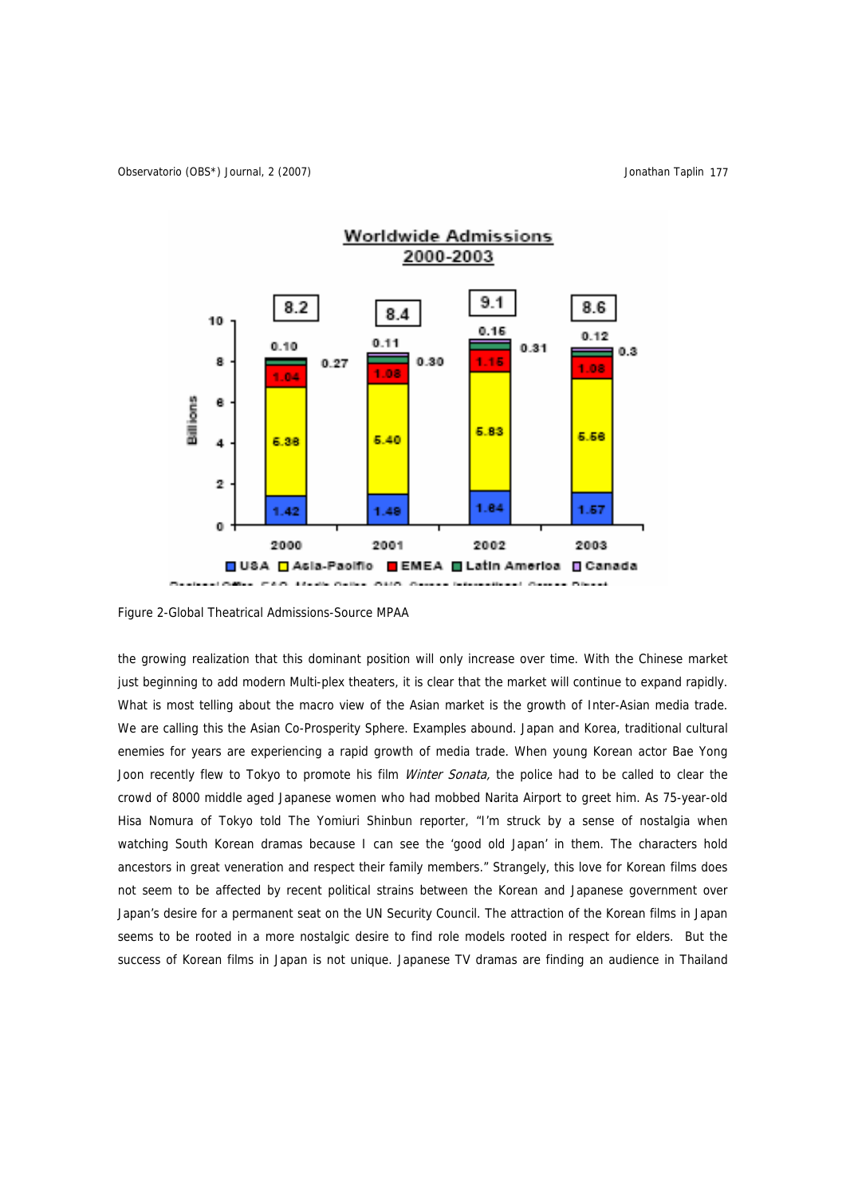Figure 2-Global Theatrical Admissions-Source MPAA

the growing realization that this dominant position will only increase over time. With the Chinese market just beginning to add modern Multi-plex theaters, it is clear that the market will continue to expand rapidly. What is most telling about the macro view of the Asian market is the growth of Inter-Asian media trade. We are calling this the Asian Co-Prosperity Sphere. Examples abound. Japan and Korea, traditional cultural enemies for years are experiencing a rapid growth of media trade. When young Korean actor Bae Yong Joon recently flew to Tokyo to promote his film *Winter Sonata,* the police had to be called to clear the crowd of 8000 middle aged Japanese women who had mobbed Narita Airport to greet him. As 75-year-old Hisa Nomura of Tokyo told The Yomiuri Shinbun reporter, "I'm struck by a sense of nostalgia when watching South Korean dramas because I can see the 'good old Japan' in them. The characters hold ancestors in great veneration and respect their family members." Strangely, this love for Korean films does not seem to be affected by recent political strains between the Korean and Japanese government over Japan's desire for a permanent seat on the UN Security Council. The attraction of the Korean films in Japan seems to be rooted in a more nostalgic desire to find role models rooted in respect for elders. But the success of Korean films in Japan is not unique. Japanese TV dramas are finding an audience in Thailand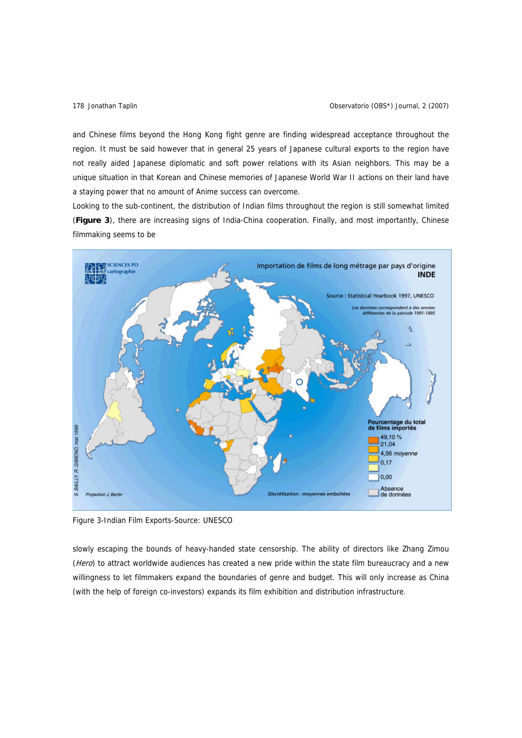and Chinese films beyond the Hong Kong fight genre are finding widespread acceptance throughout the region. It must be said however that in general 25 years of Japanese cultural exports to the region have not really aided Japanese diplomatic and soft power relations with its Asian neighbors. This may be a unique situation in that Korean and Chinese memories of Japanese World War II actions on their land have a staying power that no amount of Anime success can overcome.

Looking to the sub-continent, the distribution of Indian films throughout the region is still somewhat limited (**Figure 3**), there are increasing signs of India-China cooperation. Finally, and most importantly, Chinese filmmaking seems to be

Figure 3-Indian Film Exports-Source: UNESCO

slowly escaping the bounds of heavy-handed state censorship. The ability of directors like Zhang Zimou (*Hero*) to attract worldwide audiences has created a new pride within the state film bureaucracy and a new willingness to let filmmakers expand the boundaries of genre and budget. This will only increase as China (with the help of foreign co-investors) expands its film exhibition and distribution infrastructure.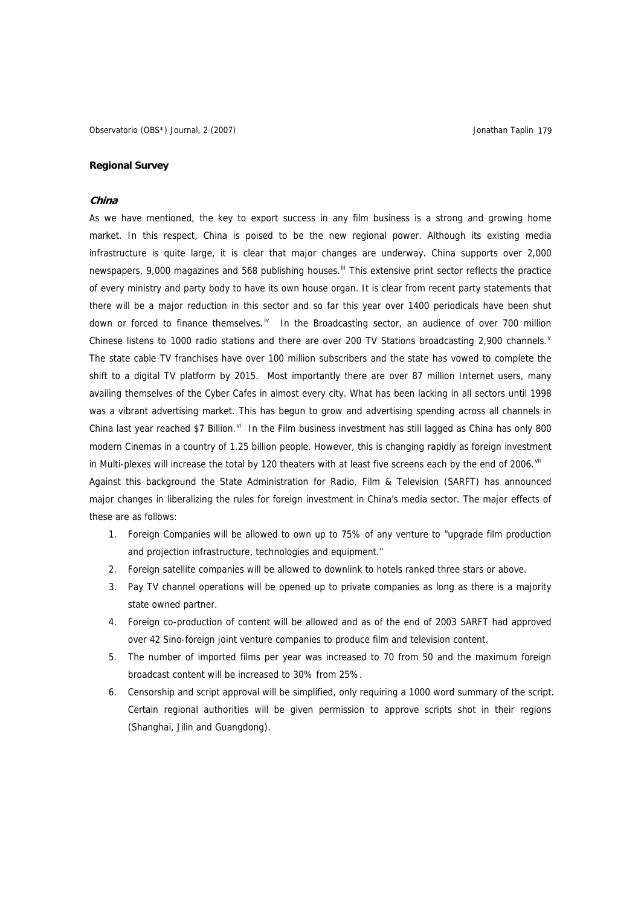## Regional Survey

### *China*

As we have mentioned, the key to export success in any film business is a strong and growing home market. In this respect, China is poised to be the new regional power. Although its existing media infrastructure is quite large, it is clear that major changes are underway. China supports over 2,000 newspapers, 9,000 magazines and 568 publishing houses.[iii] This extensive print sector reflects the practice of every ministry and party body to have its own house organ. It is clear from recent party statements that there will be a major reduction in this sector and so far this year over 1400 periodicals have been shut down or forced to finance themselves.[iv] In the Broadcasting sector, an audience of over 700 million Chinese listens to 1000 radio stations and there are over 200 TV Stations broadcasting 2,900 channels.[v] The state cable TV franchises have over 100 million subscribers and the state has vowed to complete the shift to a digital TV platform by 2015. Most importantly there are over 87 million Internet users, many availing themselves of the Cyber Cafes in almost every city. What has been lacking in all sectors until 1998 was a vibrant advertising market. This has begun to grow and advertising spending across all channels in China last year reached $7 Billion.[vi] In the Film business investment has still lagged as China has only 800 modern Cinemas in a country of 1.25 billion people. However, this is changing rapidly as foreign investment in Multi-plexes will increase the total by 120 theaters with at least five screens each by the end of 2006.[vii]

Against this background the State Administration for Radio, Film & Television (SARFT) has announced major changes in liberalizing the rules for foreign investment in China's media sector. The major effects of these are as follows:

1. Foreign Companies will be allowed to own up to 75% of any venture to "upgrade film production and projection infrastructure, technologies and equipment."
2. Foreign satellite companies will be allowed to downlink to hotels ranked three stars or above.
3. Pay TV channel operations will be opened up to private companies as long as there is a majority state owned partner.
4. Foreign co-production of content will be allowed and as of the end of 2003 SARFT had approved over 42 Sino-foreign joint venture companies to produce film and television content.
5. The number of imported films per year was increased to 70 from 50 and the maximum foreign broadcast content will be increased to 30% from 25%.
6. Censorship and script approval will be simplified, only requiring a 1000 word summary of the script. Certain regional authorities will be given permission to approve scripts shot in their regions (Shanghai, Jilin and Guangdong).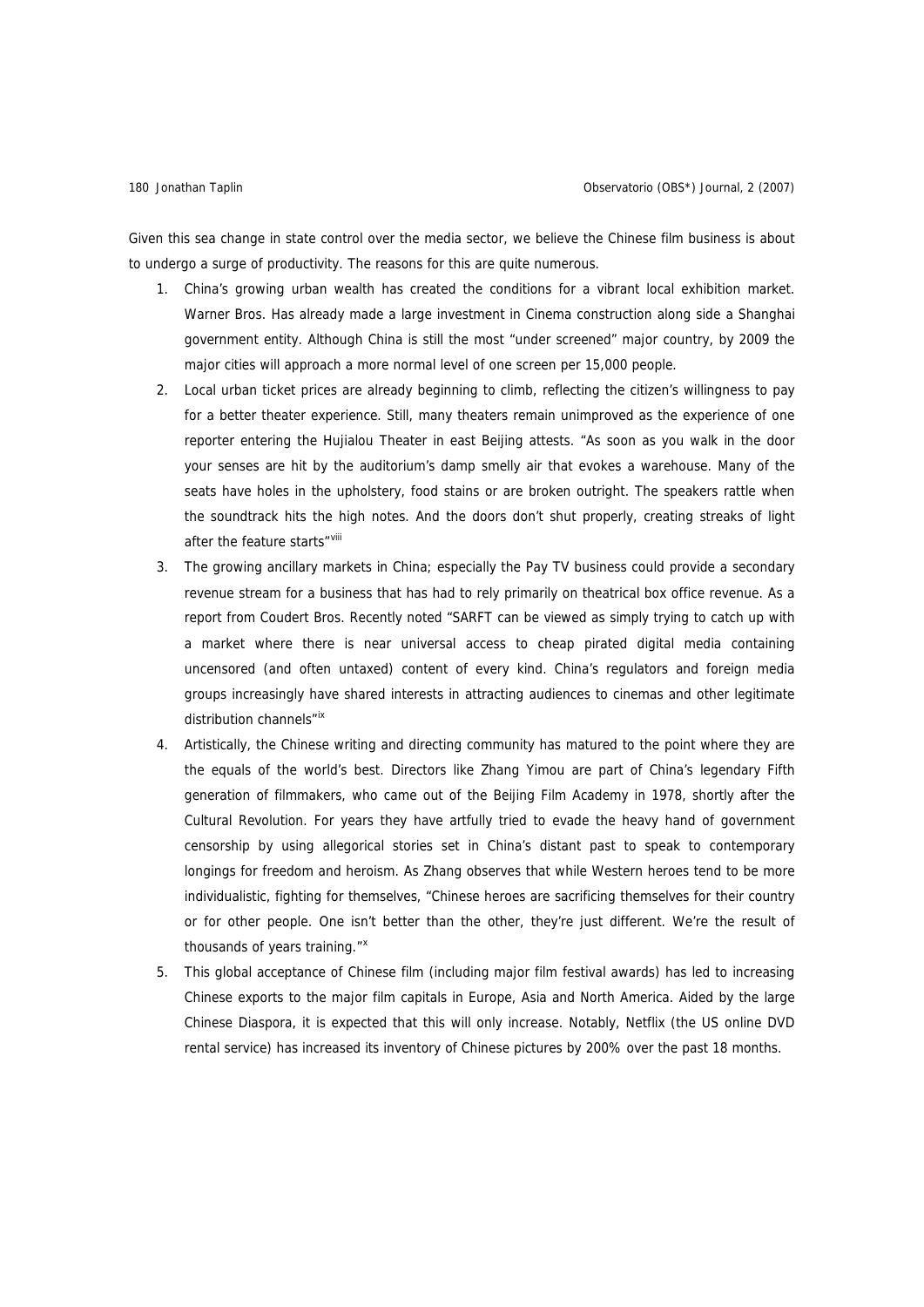Given this sea change in state control over the media sector, we believe the Chinese film business is about to undergo a surge of productivity. The reasons for this are quite numerous.

1. China's growing urban wealth has created the conditions for a vibrant local exhibition market. Warner Bros. Has already made a large investment in Cinema construction along side a Shanghai government entity. Although China is still the most "under screened" major country, by 2009 the major cities will approach a more normal level of one screen per 15,000 people.
2. Local urban ticket prices are already beginning to climb, reflecting the citizen's willingness to pay for a better theater experience. Still, many theaters remain unimproved as the experience of one reporter entering the Hujialou Theater in east Beijing attests. "As soon as you walk in the door your senses are hit by the auditorium's damp smelly air that evokes a warehouse. Many of the seats have holes in the upholstery, food stains or are broken outright. The speakers rattle when the soundtrack hits the high notes. And the doors don't shut properly, creating streaks of light after the feature starts"[viii]
3. The growing ancillary markets in China; especially the Pay TV business could provide a secondary revenue stream for a business that has had to rely primarily on theatrical box office revenue. As a report from Coudert Bros. Recently noted "SARFT can be viewed as simply trying to catch up with a market where there is near universal access to cheap pirated digital media containing uncensored (and often untaxed) content of every kind. China's regulators and foreign media groups increasingly have shared interests in attracting audiences to cinemas and other legitimate distribution channels"[ix]
4. Artistically, the Chinese writing and directing community has matured to the point where they are the equals of the world's best. Directors like Zhang Yimou are part of China's legendary Fifth generation of filmmakers, who came out of the Beijing Film Academy in 1978, shortly after the Cultural Revolution. For years they have artfully tried to evade the heavy hand of government censorship by using allegorical stories set in China's distant past to speak to contemporary longings for freedom and heroism. As Zhang observes that while Western heroes tend to be more individualistic, fighting for themselves, "Chinese heroes are sacrificing themselves for their country or for other people. One isn't better than the other, they're just different. We're the result of thousands of years training."[x]
5. This global acceptance of Chinese film (including major film festival awards) has led to increasing Chinese exports to the major film capitals in Europe, Asia and North America. Aided by the large Chinese Diaspora, it is expected that this will only increase. Notably, Netflix (the US online DVD rental service) has increased its inventory of Chinese pictures by 200% over the past 18 months.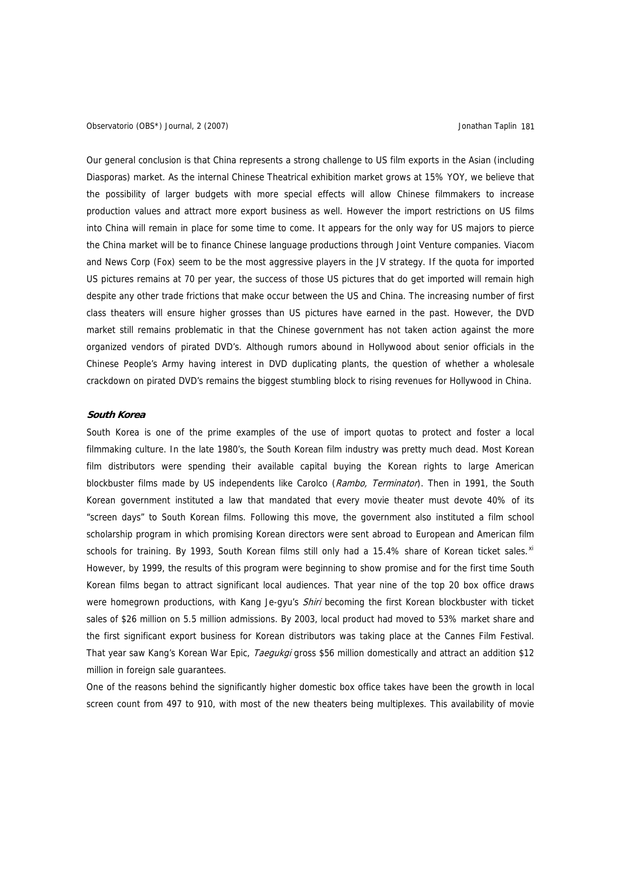Our general conclusion is that China represents a strong challenge to US film exports in the Asian (including Diasporas) market. As the internal Chinese Theatrical exhibition market grows at 15% YOY, we believe that the possibility of larger budgets with more special effects will allow Chinese filmmakers to increase production values and attract more export business as well. However the import restrictions on US films into China will remain in place for some time to come. It appears for the only way for US majors to pierce the China market will be to finance Chinese language productions through Joint Venture companies. Viacom and News Corp (Fox) seem to be the most aggressive players in the JV strategy. If the quota for imported US pictures remains at 70 per year, the success of those US pictures that do get imported will remain high despite any other trade frictions that make occur between the US and China. The increasing number of first class theaters will ensure higher grosses than US pictures have earned in the past. However, the DVD market still remains problematic in that the Chinese government has not taken action against the more organized vendors of pirated DVD's. Although rumors abound in Hollywood about senior officials in the Chinese People's Army having interest in DVD duplicating plants, the question of whether a wholesale crackdown on pirated DVD's remains the biggest stumbling block to rising revenues for Hollywood in China.

### *South Korea*

South Korea is one of the prime examples of the use of import quotas to protect and foster a local filmmaking culture. In the late 1980's, the South Korean film industry was pretty much dead. Most Korean film distributors were spending their available capital buying the Korean rights to large American blockbuster films made by US independents like Carolco (*Rambo, Terminator*). Then in 1991, the South Korean government instituted a law that mandated that every movie theater must devote 40% of its "screen days" to South Korean films. Following this move, the government also instituted a film school scholarship program in which promising Korean directors were sent abroad to European and American film schools for training. By 1993, South Korean films still only had a 15.4% share of Korean ticket sales.[xi] However, by 1999, the results of this program were beginning to show promise and for the first time South Korean films began to attract significant local audiences. That year nine of the top 20 box office draws were homegrown productions, with Kang Je-gyu's *Shiri* becoming the first Korean blockbuster with ticket sales of $26 million on 5.5 million admissions. By 2003, local product had moved to 53% market share and the first significant export business for Korean distributors was taking place at the Cannes Film Festival. That year saw Kang's Korean War Epic, *Taegukgi* gross $56 million domestically and attract an addition $12 million in foreign sale guarantees.

One of the reasons behind the significantly higher domestic box office takes have been the growth in local screen count from 497 to 910, with most of the new theaters being multiplexes. This availability of movie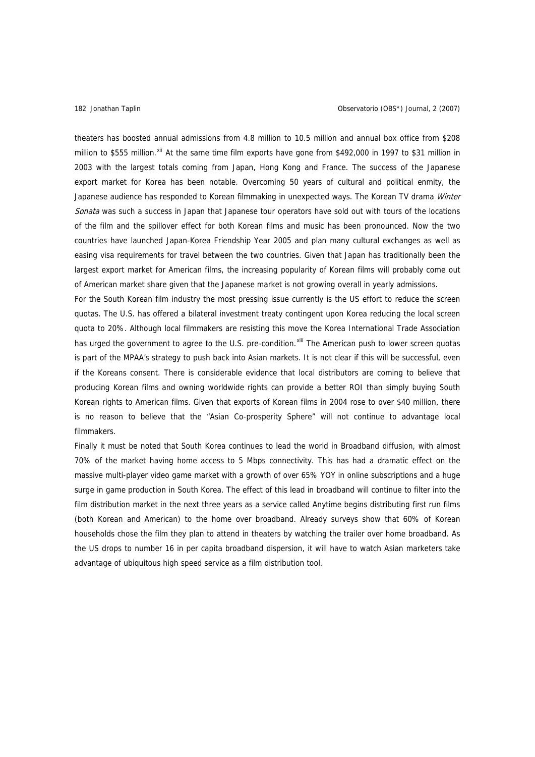theaters has boosted annual admissions from 4.8 million to 10.5 million and annual box office from $208 million to $555 million.[xii] At the same time film exports have gone from $492,000 in 1997 to $31 million in 2003 with the largest totals coming from Japan, Hong Kong and France. The success of the Japanese export market for Korea has been notable. Overcoming 50 years of cultural and political enmity, the Japanese audience has responded to Korean filmmaking in unexpected ways. The Korean TV drama *Winter Sonata* was such a success in Japan that Japanese tour operators have sold out with tours of the locations of the film and the spillover effect for both Korean films and music has been pronounced. Now the two countries have launched Japan-Korea Friendship Year 2005 and plan many cultural exchanges as well as easing visa requirements for travel between the two countries. Given that Japan has traditionally been the largest export market for American films, the increasing popularity of Korean films will probably come out of American market share given that the Japanese market is not growing overall in yearly admissions.

For the South Korean film industry the most pressing issue currently is the US effort to reduce the screen quotas. The U.S. has offered a bilateral investment treaty contingent upon Korea reducing the local screen quota to 20%. Although local filmmakers are resisting this move the Korea International Trade Association has urged the government to agree to the U.S. pre-condition.[xiii] The American push to lower screen quotas is part of the MPAA's strategy to push back into Asian markets. It is not clear if this will be successful, even if the Koreans consent. There is considerable evidence that local distributors are coming to believe that producing Korean films and owning worldwide rights can provide a better ROI than simply buying South Korean rights to American films. Given that exports of Korean films in 2004 rose to over $40 million, there is no reason to believe that the "Asian Co-prosperity Sphere" will not continue to advantage local filmmakers.

Finally it must be noted that South Korea continues to lead the world in Broadband diffusion, with almost 70% of the market having home access to 5 Mbps connectivity. This has had a dramatic effect on the massive multi-player video game market with a growth of over 65% YOY in online subscriptions and a huge surge in game production in South Korea. The effect of this lead in broadband will continue to filter into the film distribution market in the next three years as a service called Anytime begins distributing first run films (both Korean and American) to the home over broadband. Already surveys show that 60% of Korean households chose the film they plan to attend in theaters by watching the trailer over home broadband. As the US drops to number 16 in per capita broadband dispersion, it will have to watch Asian marketers take advantage of ubiquitous high speed service as a film distribution tool.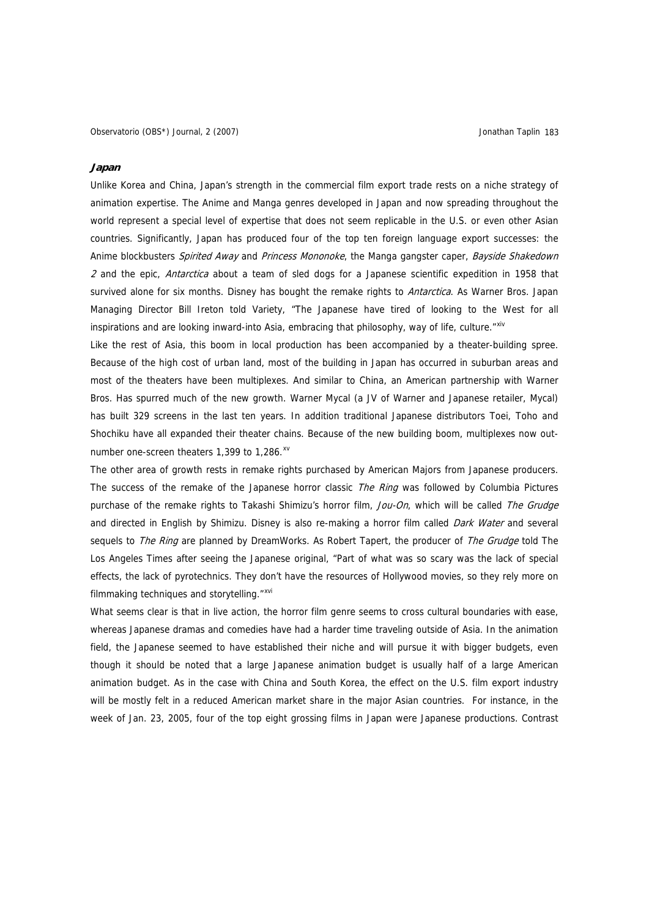### **Japan**

Unlike Korea and China, Japan's strength in the commercial film export trade rests on a niche strategy of animation expertise. The Anime and Manga genres developed in Japan and now spreading throughout the world represent a special level of expertise that does not seem replicable in the U.S. or even other Asian countries. Significantly, Japan has produced four of the top ten foreign language export successes: the Anime blockbusters *Spirited Away* and *Princess Mononoke*, the Manga gangster caper, *Bayside Shakedown 2* and the epic, *Antarctica* about a team of sled dogs for a Japanese scientific expedition in 1958 that survived alone for six months. Disney has bought the remake rights to *Antarctica*. As Warner Bros. Japan Managing Director Bill Ireton told Variety, "The Japanese have tired of looking to the West for all inspirations and are looking inward-into Asia, embracing that philosophy, way of life, culture."[xiv]

Like the rest of Asia, this boom in local production has been accompanied by a theater-building spree. Because of the high cost of urban land, most of the building in Japan has occurred in suburban areas and most of the theaters have been multiplexes. And similar to China, an American partnership with Warner Bros. Has spurred much of the new growth. Warner Mycal (a JV of Warner and Japanese retailer, Mycal) has built 329 screens in the last ten years. In addition traditional Japanese distributors Toei, Toho and Shochiku have all expanded their theater chains. Because of the new building boom, multiplexes now out-number one-screen theaters 1,399 to 1,286.[xv]

The other area of growth rests in remake rights purchased by American Majors from Japanese producers. The success of the remake of the Japanese horror classic *The Ring* was followed by Columbia Pictures purchase of the remake rights to Takashi Shimizu's horror film, *Jou-On*, which will be called *The Grudge* and directed in English by Shimizu. Disney is also re-making a horror film called *Dark Water* and several sequels to *The Ring* are planned by DreamWorks. As Robert Tapert, the producer of *The Grudge* told The Los Angeles Times after seeing the Japanese original, "Part of what was so scary was the lack of special effects, the lack of pyrotechnics. They don't have the resources of Hollywood movies, so they rely more on filmmaking techniques and storytelling."[xvi]

What seems clear is that in live action, the horror film genre seems to cross cultural boundaries with ease, whereas Japanese dramas and comedies have had a harder time traveling outside of Asia. In the animation field, the Japanese seemed to have established their niche and will pursue it with bigger budgets, even though it should be noted that a large Japanese animation budget is usually half of a large American animation budget. As in the case with China and South Korea, the effect on the U.S. film export industry will be mostly felt in a reduced American market share in the major Asian countries. For instance, in the week of Jan. 23, 2005, four of the top eight grossing films in Japan were Japanese productions. Contrast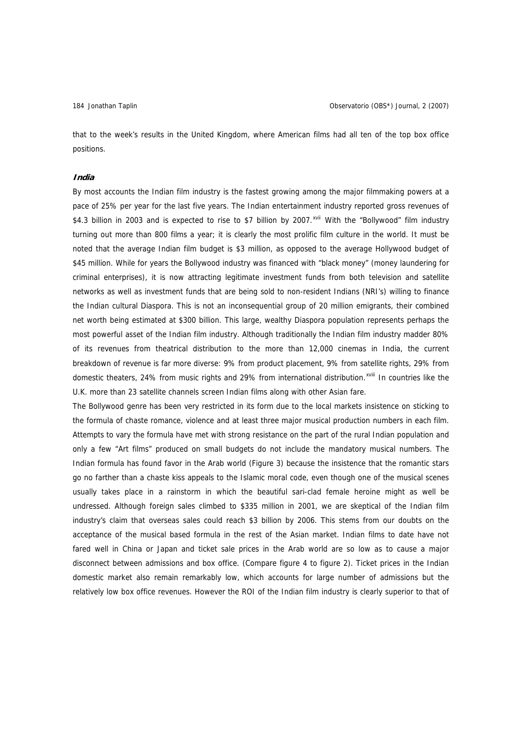that to the week's results in the United Kingdom, where American films had all ten of the top box office positions.

### *India*

By most accounts the Indian film industry is the fastest growing among the major filmmaking powers at a pace of 25% per year for the last five years. The Indian entertainment industry reported gross revenues of $4.3 billion in 2003 and is expected to rise to $7 billion by 2007.[xvii] With the "Bollywood" film industry turning out more than 800 films a year; it is clearly the most prolific film culture in the world. It must be noted that the average Indian film budget is $3 million, as opposed to the average Hollywood budget of $45 million. While for years the Bollywood industry was financed with "black money" (money laundering for criminal enterprises), it is now attracting legitimate investment funds from both television and satellite networks as well as investment funds that are being sold to non-resident Indians (NRI's) willing to finance the Indian cultural Diaspora. This is not an inconsequential group of 20 million emigrants, their combined net worth being estimated at $300 billion. This large, wealthy Diaspora population represents perhaps the most powerful asset of the Indian film industry. Although traditionally the Indian film industry madder 80% of its revenues from theatrical distribution to the more than 12,000 cinemas in India, the current breakdown of revenue is far more diverse: 9% from product placement, 9% from satellite rights, 29% from domestic theaters, 24% from music rights and 29% from international distribution.[xviii] In countries like the U.K. more than 23 satellite channels screen Indian films along with other Asian fare.

The Bollywood genre has been very restricted in its form due to the local markets insistence on sticking to the formula of chaste romance, violence and at least three major musical production numbers in each film. Attempts to vary the formula have met with strong resistance on the part of the rural Indian population and only a few "Art films" produced on small budgets do not include the mandatory musical numbers. The Indian formula has found favor in the Arab world (Figure 3) because the insistence that the romantic stars go no farther than a chaste kiss appeals to the Islamic moral code, even though one of the musical scenes usually takes place in a rainstorm in which the beautiful sari-clad female heroine might as well be undressed. Although foreign sales climbed to $335 million in 2001, we are skeptical of the Indian film industry's claim that overseas sales could reach $3 billion by 2006. This stems from our doubts on the acceptance of the musical based formula in the rest of the Asian market. Indian films to date have not fared well in China or Japan and ticket sale prices in the Arab world are so low as to cause a major disconnect between admissions and box office. (Compare figure 4 to figure 2). Ticket prices in the Indian domestic market also remain remarkably low, which accounts for large number of admissions but the relatively low box office revenues. However the ROI of the Indian film industry is clearly superior to that of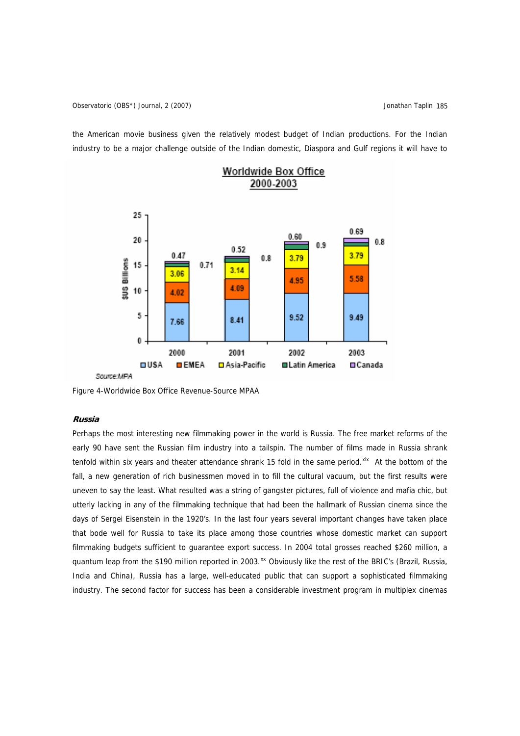the American movie business given the relatively modest budget of Indian productions. For the Indian industry to be a major challenge outside of the Indian domestic, Diaspora and Gulf regions it will have to

Figure 4-Worldwide Box Office Revenue-Source MPAA

### *Russia*

Perhaps the most interesting new filmmaking power in the world is Russia. The free market reforms of the early 90 have sent the Russian film industry into a tailspin. The number of films made in Russia shrank tenfold within six years and theater attendance shrank 15 fold in the same period.[xix] At the bottom of the fall, a new generation of rich businessmen moved in to fill the cultural vacuum, but the first results were uneven to say the least. What resulted was a string of gangster pictures, full of violence and mafia chic, but utterly lacking in any of the filmmaking technique that had been the hallmark of Russian cinema since the days of Sergei Eisenstein in the 1920's. In the last four years several important changes have taken place that bode well for Russia to take its place among those countries whose domestic market can support filmmaking budgets sufficient to guarantee export success. In 2004 total grosses reached $260 million, a quantum leap from the $190 million reported in 2003.[xx] Obviously like the rest of the BRIC's (Brazil, Russia, India and China), Russia has a large, well-educated public that can support a sophisticated filmmaking industry. The second factor for success has been a considerable investment program in multiplex cinemas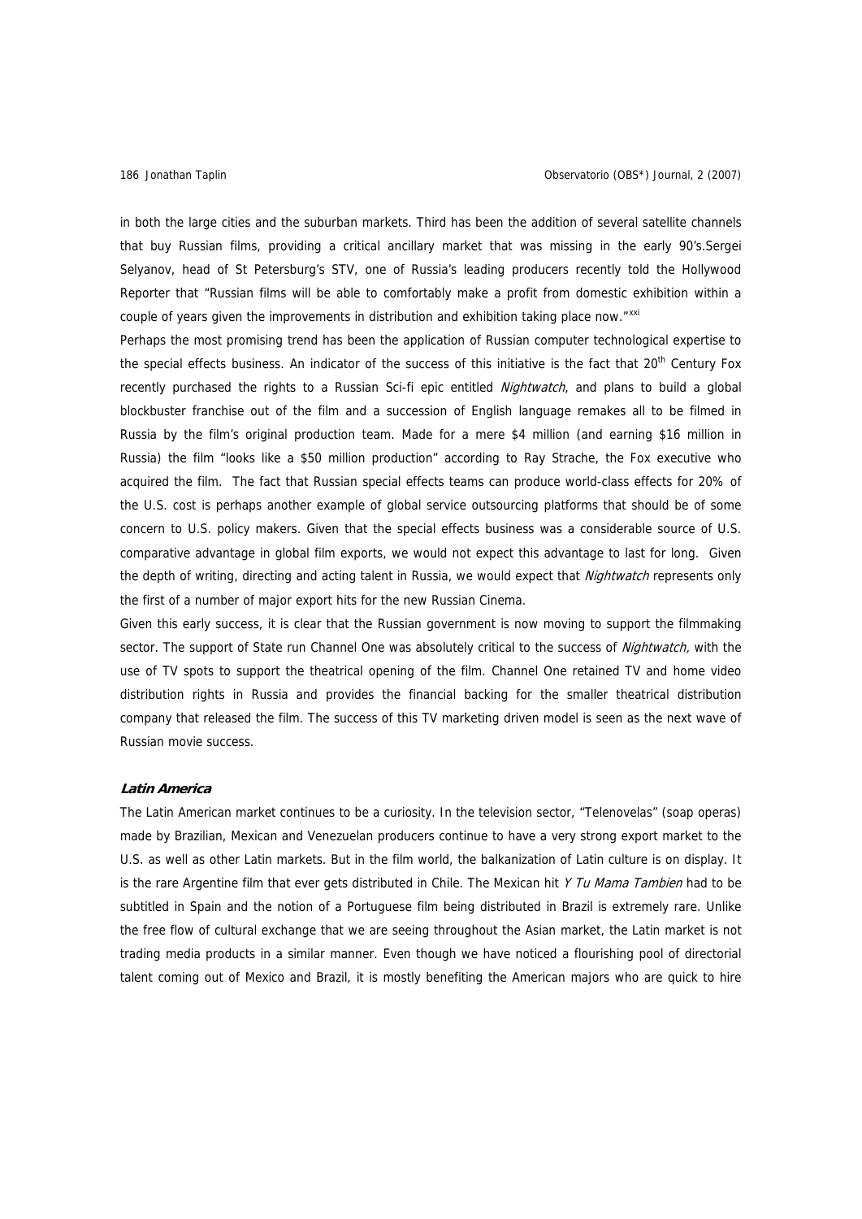in both the large cities and the suburban markets. Third has been the addition of several satellite channels that buy Russian films, providing a critical ancillary market that was missing in the early 90's.Sergei Selyanov, head of St Petersburg's STV, one of Russia's leading producers recently told the Hollywood Reporter that "Russian films will be able to comfortably make a profit from domestic exhibition within a couple of years given the improvements in distribution and exhibition taking place now."[xxi]

Perhaps the most promising trend has been the application of Russian computer technological expertise to the special effects business. An indicator of the success of this initiative is the fact that 20th Century Fox recently purchased the rights to a Russian Sci-fi epic entitled *Nightwatch*, and plans to build a global blockbuster franchise out of the film and a succession of English language remakes all to be filmed in Russia by the film's original production team. Made for a mere $4 million (and earning $16 million in Russia) the film "looks like a $50 million production" according to Ray Strache, the Fox executive who acquired the film. The fact that Russian special effects teams can produce world-class effects for 20% of the U.S. cost is perhaps another example of global service outsourcing platforms that should be of some concern to U.S. policy makers. Given that the special effects business was a considerable source of U.S. comparative advantage in global film exports, we would not expect this advantage to last for long. Given the depth of writing, directing and acting talent in Russia, we would expect that *Nightwatch* represents only the first of a number of major export hits for the new Russian Cinema.

Given this early success, it is clear that the Russian government is now moving to support the filmmaking sector. The support of State run Channel One was absolutely critical to the success of *Nightwatch,* with the use of TV spots to support the theatrical opening of the film. Channel One retained TV and home video distribution rights in Russia and provides the financial backing for the smaller theatrical distribution company that released the film. The success of this TV marketing driven model is seen as the next wave of Russian movie success.

### *Latin America*

The Latin American market continues to be a curiosity. In the television sector, "Telenovelas" (soap operas) made by Brazilian, Mexican and Venezuelan producers continue to have a very strong export market to the U.S. as well as other Latin markets. But in the film world, the balkanization of Latin culture is on display. It is the rare Argentine film that ever gets distributed in Chile. The Mexican hit *Y Tu Mama Tambien* had to be subtitled in Spain and the notion of a Portuguese film being distributed in Brazil is extremely rare. Unlike the free flow of cultural exchange that we are seeing throughout the Asian market, the Latin market is not trading media products in a similar manner. Even though we have noticed a flourishing pool of directorial talent coming out of Mexico and Brazil, it is mostly benefiting the American majors who are quick to hire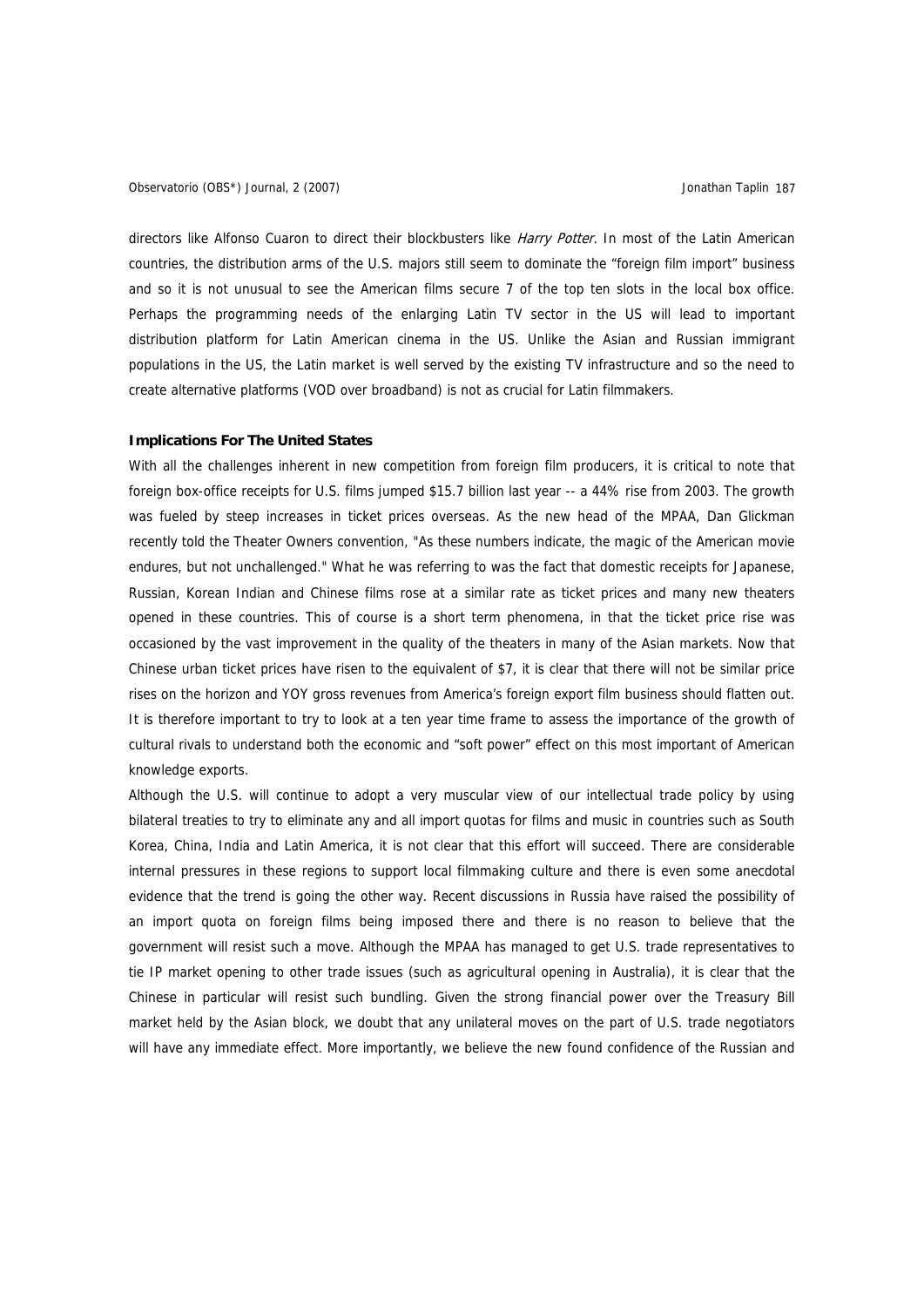directors like Alfonso Cuaron to direct their blockbusters like *Harry Potter*. In most of the Latin American countries, the distribution arms of the U.S. majors still seem to dominate the "foreign film import" business and so it is not unusual to see the American films secure 7 of the top ten slots in the local box office. Perhaps the programming needs of the enlarging Latin TV sector in the US will lead to important distribution platform for Latin American cinema in the US. Unlike the Asian and Russian immigrant populations in the US, the Latin market is well served by the existing TV infrastructure and so the need to create alternative platforms (VOD over broadband) is not as crucial for Latin filmmakers.

**Implications For The United States**

With all the challenges inherent in new competition from foreign film producers, it is critical to note that foreign box-office receipts for U.S. films jumped $15.7 billion last year -- a 44% rise from 2003. The growth was fueled by steep increases in ticket prices overseas. As the new head of the MPAA, Dan Glickman recently told the Theater Owners convention, "As these numbers indicate, the magic of the American movie endures, but not unchallenged." What he was referring to was the fact that domestic receipts for Japanese, Russian, Korean Indian and Chinese films rose at a similar rate as ticket prices and many new theaters opened in these countries. This of course is a short term phenomena, in that the ticket price rise was occasioned by the vast improvement in the quality of the theaters in many of the Asian markets. Now that Chinese urban ticket prices have risen to the equivalent of $7, it is clear that there will not be similar price rises on the horizon and YOY gross revenues from America's foreign export film business should flatten out. It is therefore important to try to look at a ten year time frame to assess the importance of the growth of cultural rivals to understand both the economic and "soft power" effect on this most important of American knowledge exports.

Although the U.S. will continue to adopt a very muscular view of our intellectual trade policy by using bilateral treaties to try to eliminate any and all import quotas for films and music in countries such as South Korea, China, India and Latin America, it is not clear that this effort will succeed. There are considerable internal pressures in these regions to support local filmmaking culture and there is even some anecdotal evidence that the trend is going the other way. Recent discussions in Russia have raised the possibility of an import quota on foreign films being imposed there and there is no reason to believe that the government will resist such a move. Although the MPAA has managed to get U.S. trade representatives to tie IP market opening to other trade issues (such as agricultural opening in Australia), it is clear that the Chinese in particular will resist such bundling. Given the strong financial power over the Treasury Bill market held by the Asian block, we doubt that any unilateral moves on the part of U.S. trade negotiators will have any immediate effect. More importantly, we believe the new found confidence of the Russian and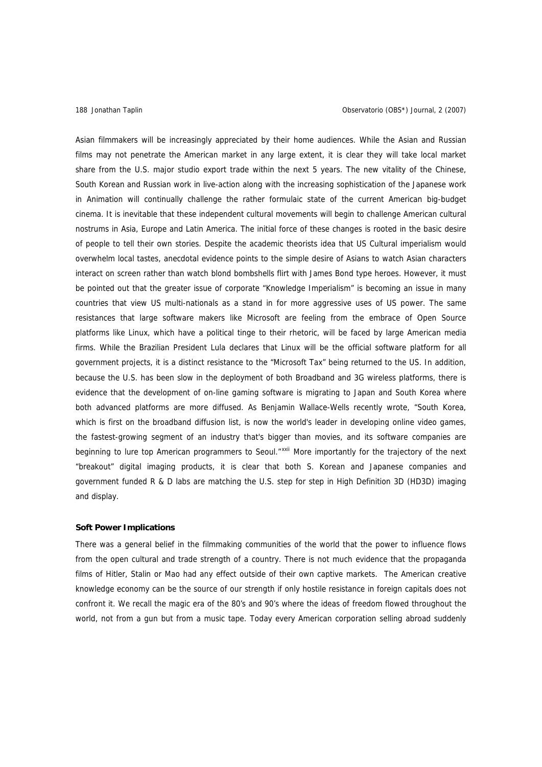Asian filmmakers will be increasingly appreciated by their home audiences. While the Asian and Russian films may not penetrate the American market in any large extent, it is clear they will take local market share from the U.S. major studio export trade within the next 5 years. The new vitality of the Chinese, South Korean and Russian work in live-action along with the increasing sophistication of the Japanese work in Animation will continually challenge the rather formulaic state of the current American big-budget cinema. It is inevitable that these independent cultural movements will begin to challenge American cultural nostrums in Asia, Europe and Latin America. The initial force of these changes is rooted in the basic desire of people to tell their own stories. Despite the academic theorists idea that US Cultural imperialism would overwhelm local tastes, anecdotal evidence points to the simple desire of Asians to watch Asian characters interact on screen rather than watch blond bombshells flirt with James Bond type heroes. However, it must be pointed out that the greater issue of corporate "Knowledge Imperialism" is becoming an issue in many countries that view US multi-nationals as a stand in for more aggressive uses of US power. The same resistances that large software makers like Microsoft are feeling from the embrace of Open Source platforms like Linux, which have a political tinge to their rhetoric, will be faced by large American media firms. While the Brazilian President Lula declares that Linux will be the official software platform for all government projects, it is a distinct resistance to the "Microsoft Tax" being returned to the US. In addition, because the U.S. has been slow in the deployment of both Broadband and 3G wireless platforms, there is evidence that the development of on-line gaming software is migrating to Japan and South Korea where both advanced platforms are more diffused. As Benjamin Wallace-Wells recently wrote, "South Korea, which is first on the broadband diffusion list, is now the world's leader in developing online video games, the fastest-growing segment of an industry that's bigger than movies, and its software companies are beginning to lure top American programmers to Seoul."[xxii] More importantly for the trajectory of the next "breakout" digital imaging products, it is clear that both S. Korean and Japanese companies and government funded R & D labs are matching the U.S. step for step in High Definition 3D (HD3D) imaging and display.

**Soft Power Implications**

There was a general belief in the filmmaking communities of the world that the power to influence flows from the open cultural and trade strength of a country. There is not much evidence that the propaganda films of Hitler, Stalin or Mao had any effect outside of their own captive markets. The American creative knowledge economy can be the source of our strength if only hostile resistance in foreign capitals does not confront it. We recall the magic era of the 80's and 90's where the ideas of freedom flowed throughout the world, not from a gun but from a music tape. Today every American corporation selling abroad suddenly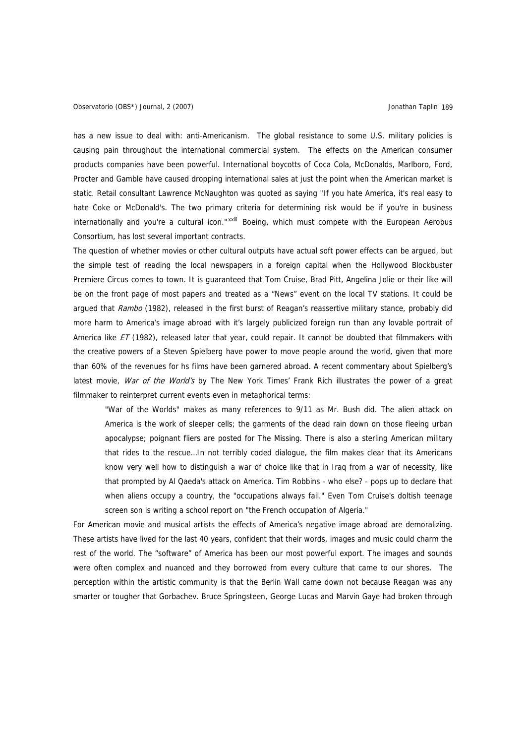has a new issue to deal with: anti-Americanism. The global resistance to some U.S. military policies is causing pain throughout the international commercial system. The effects on the American consumer products companies have been powerful. International boycotts of Coca Cola, McDonalds, Marlboro, Ford, Procter and Gamble have caused dropping international sales at just the point when the American market is static. Retail consultant Lawrence McNaughton was quoted as saying "If you hate America, it's real easy to hate Coke or McDonald's. The two primary criteria for determining risk would be if you're in business internationally and you're a cultural icon."[xxiii] Boeing, which must compete with the European Aerobus Consortium, has lost several important contracts.

The question of whether movies or other cultural outputs have actual soft power effects can be argued, but the simple test of reading the local newspapers in a foreign capital when the Hollywood Blockbuster Premiere Circus comes to town. It is guaranteed that Tom Cruise, Brad Pitt, Angelina Jolie or their like will be on the front page of most papers and treated as a "News" event on the local TV stations. It could be argued that *Rambo* (1982), released in the first burst of Reagan's reassertive military stance, probably did more harm to America's image abroad with it's largely publicized foreign run than any lovable portrait of America like *ET* (1982), released later that year, could repair. It cannot be doubted that filmmakers with the creative powers of a Steven Spielberg have power to move people around the world, given that more than 60% of the revenues for hs films have been garnered abroad. A recent commentary about Spielberg's latest movie, *War of the World's* by The New York Times' Frank Rich illustrates the power of a great filmmaker to reinterpret current events even in metaphorical terms:

> "War of the Worlds" makes as many references to 9/11 as Mr. Bush did. The alien attack on America is the work of sleeper cells; the garments of the dead rain down on those fleeing urban apocalypse; poignant fliers are posted for The Missing. There is also a sterling American military that rides to the rescue...In not terribly coded dialogue, the film makes clear that its Americans know very well how to distinguish a war of choice like that in Iraq from a war of necessity, like that prompted by Al Qaeda's attack on America. Tim Robbins - who else? - pops up to declare that when aliens occupy a country, the "occupations always fail." Even Tom Cruise's doltish teenage screen son is writing a school report on "the French occupation of Algeria."

For American movie and musical artists the effects of America's negative image abroad are demoralizing. These artists have lived for the last 40 years, confident that their words, images and music could charm the rest of the world. The "software" of America has been our most powerful export. The images and sounds were often complex and nuanced and they borrowed from every culture that came to our shores. The perception within the artistic community is that the Berlin Wall came down not because Reagan was any smarter or tougher that Gorbachev. Bruce Springsteen, George Lucas and Marvin Gaye had broken through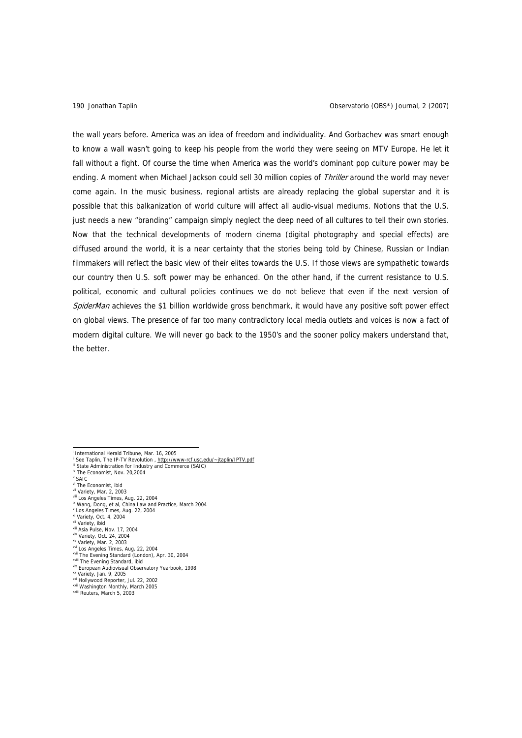the wall years before. America was an idea of freedom and individuality. And Gorbachev was smart enough to know a wall wasn't going to keep his people from the world they were seeing on MTV Europe. He let it fall without a fight. Of course the time when America was the world's dominant pop culture power may be ending. A moment when Michael Jackson could sell 30 million copies of *Thriller* around the world may never come again. In the music business, regional artists are already replacing the global superstar and it is possible that this balkanization of world culture will affect all audio-visual mediums. Notions that the U.S. just needs a new "branding" campaign simply neglect the deep need of all cultures to tell their own stories. Now that the technical developments of modern cinema (digital photography and special effects) are diffused around the world, it is a near certainty that the stories being told by Chinese, Russian or Indian filmmakers will reflect the basic view of their elites towards the U.S. If those views are sympathetic towards our country then U.S. soft power may be enhanced. On the other hand, if the current resistance to U.S. political, economic and cultural policies continues we do not believe that even if the next version of *SpiderMan* achieves the $1 billion worldwide gross benchmark, it would have any positive soft power effect on global views. The presence of far too many contradictory local media outlets and voices is now a fact of modern digital culture. We will never go back to the 1950's and the sooner policy makers understand that, the better.

---

[i] International Herald Tribune, Mar. 16, 2005
[ii] See Taplin, The IP-TV Revolution , http://www-rcf.usc.edu/~jtaplin/IPTV.pdf
[iii] State Administration for Industry and Commerce (SAIC)
[iv] The Economist, Nov. 20,2004
[v] SAIC
[vi] The Economist, ibid
[vii] Variety, Mar. 2, 2003
[viii] Los Angeles Times, Aug. 22, 2004
[ix] Wang, Dong, et al, China Law and Practice, March 2004
[x] Los Angeles Times, Aug. 22, 2004
[xi] Variety, Oct. 4, 2004
[xii] Variety, ibid
[xiii] Asia Pulse, Nov. 17, 2004
[xiv] Variety, Oct. 24, 2004
[xv] Variety, Mar. 2, 2003
[xvi] Los Angeles Times, Aug. 22, 2004
[xvii] The Evening Standard (London), Apr. 30, 2004
[xviii] The Evening Standard, ibid
[xix] European Audiovisual Observatory Yearbook, 1998
[xx] Variety, Jan. 9, 2005
[xxi] Hollywood Reporter, Jul. 22, 2002
[xxii] Washington Monthly, March 2005
[xxiii] Reuters, March 5, 2003